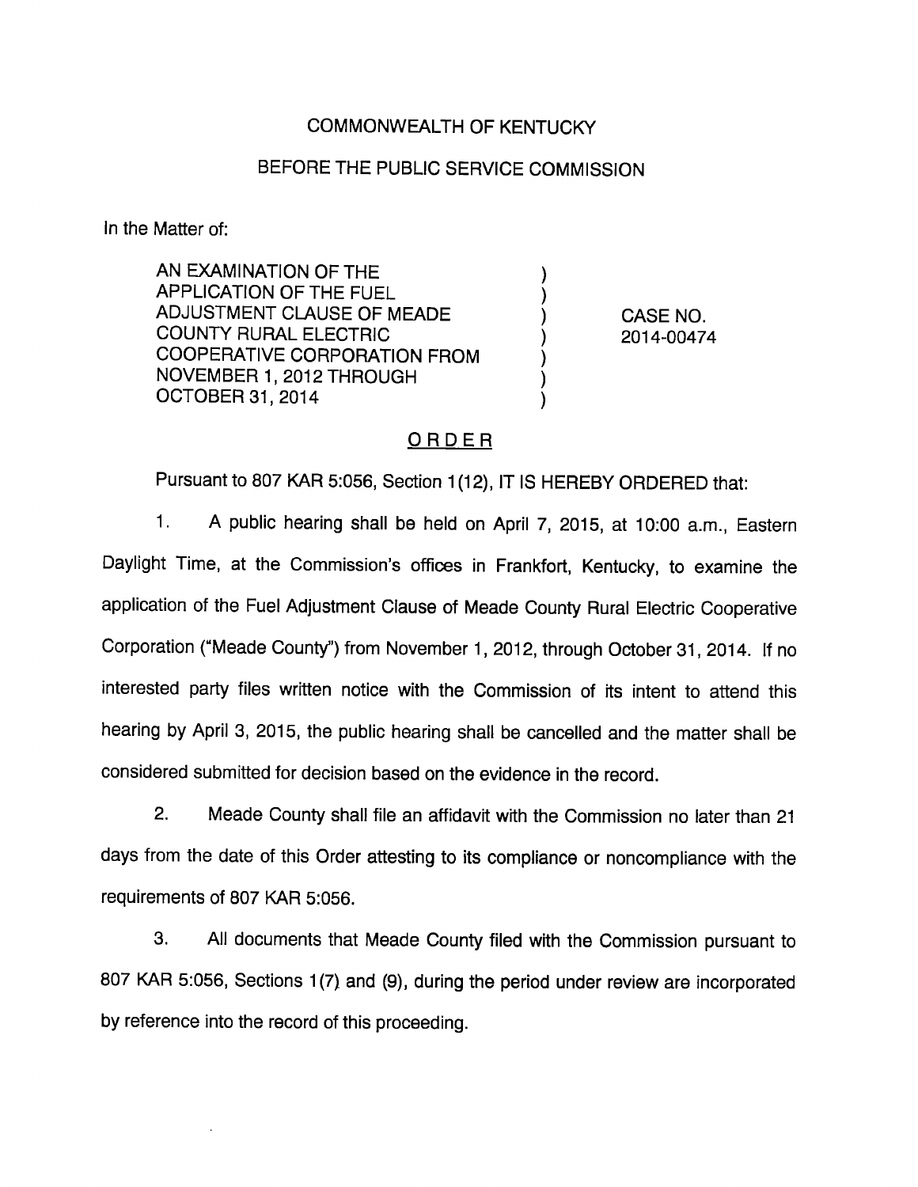COMMONWEALTH OF KENTUCKY

BEFORE THE PUBLIC SERVICE COMMISSION

In the Matter of:

| | | |
|---|---|---|
| AN EXAMINATION OF THE APPLICATION OF THE FUEL ADJUSTMENT CLAUSE OF MEADE COUNTY RURAL ELECTRIC COOPERATIVE CORPORATION FROM NOVEMBER 1, 2012 THROUGH OCTOBER 31, 2014 | ) | CASE NO. 2014-00474 |

## ORDER

Pursuant to 807 KAR 5:056, Section 1(12), IT IS HEREBY ORDERED that:

1. A public hearing shall be held on April 7, 2015, at 10:00 a.m., Eastern Daylight Time, at the Commission's offices in Frankfort, Kentucky, to examine the application of the Fuel Adjustment Clause of Meade County Rural Electric Cooperative Corporation ("Meade County") from November 1, 2012, through October 31, 2014. If no interested party files written notice with the Commission of its intent to attend this hearing by April 3, 2015, the public hearing shall be cancelled and the matter shall be considered submitted for decision based on the evidence in the record.

2. Meade County shall file an affidavit with the Commission no later than 21 days from the date of this Order attesting to its compliance or noncompliance with the requirements of 807 KAR 5:056.

3. All documents that Meade County filed with the Commission pursuant to 807 KAR 5:056, Sections 1(7) and (9), during the period under review are incorporated by reference into the record of this proceeding.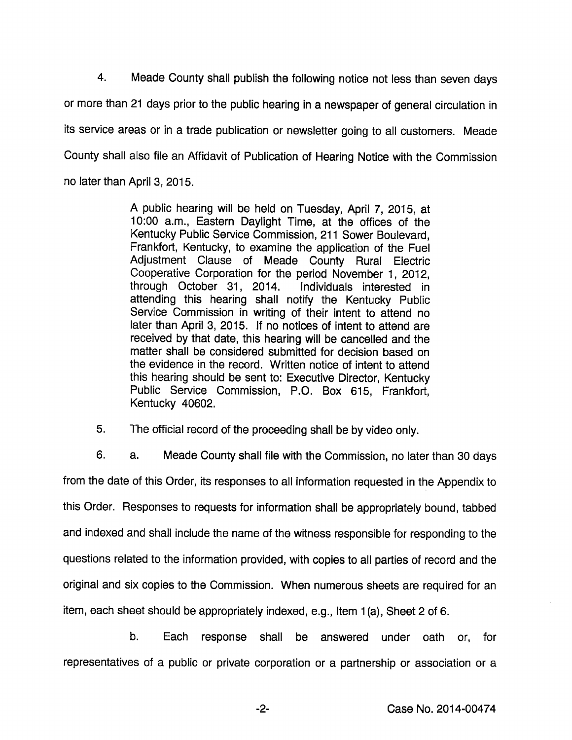4. Meade County shall publish the following notice not less than seven days or more than 21 days prior to the public hearing in a newspaper of general circulation in its service areas or in a trade publication or newsletter going to all customers. Meade County shall also file an Affidavit of Publication of Hearing Notice with the Commission no later than April 3, 2015.

> A public hearing will be held on Tuesday, April 7, 2015, at 10:00 a.m., Eastern Daylight Time, at the offices of the Kentucky Public Service Commission, 211 Sower Boulevard, Frankfort, Kentucky, to examine the application of the Fuel Adjustment Clause of Meade County Rural Electric Cooperative Corporation for the period November 1, 2012, through October 31, 2014. Individuals interested in attending this hearing shall notify the Kentucky Public Service Commission in writing of their intent to attend no later than April 3, 2015. If no notices of intent to attend are received by that date, this hearing will be cancelled and the matter shall be considered submitted for decision based on the evidence in the record. Written notice of intent to attend this hearing should be sent to: Executive Director, Kentucky Public Service Commission, P.O. Box 615, Frankfort, Kentucky 40602.

5. The official record of the proceeding shall be by video only.

6. a. Meade County shall file with the Commission, no later than 30 days from the date of this Order, its responses to all information requested in the Appendix to this Order. Responses to requests for information shall be appropriately bound, tabbed and indexed and shall include the name of the witness responsible for responding to the questions related to the information provided, with copies to all parties of record and the original and six copies to the Commission. When numerous sheets are required for an item, each sheet should be appropriately indexed, e.g., Item 1(a), Sheet 2 of 6.

b. Each response shall be answered under oath or, for representatives of a public or private corporation or a partnership or association or a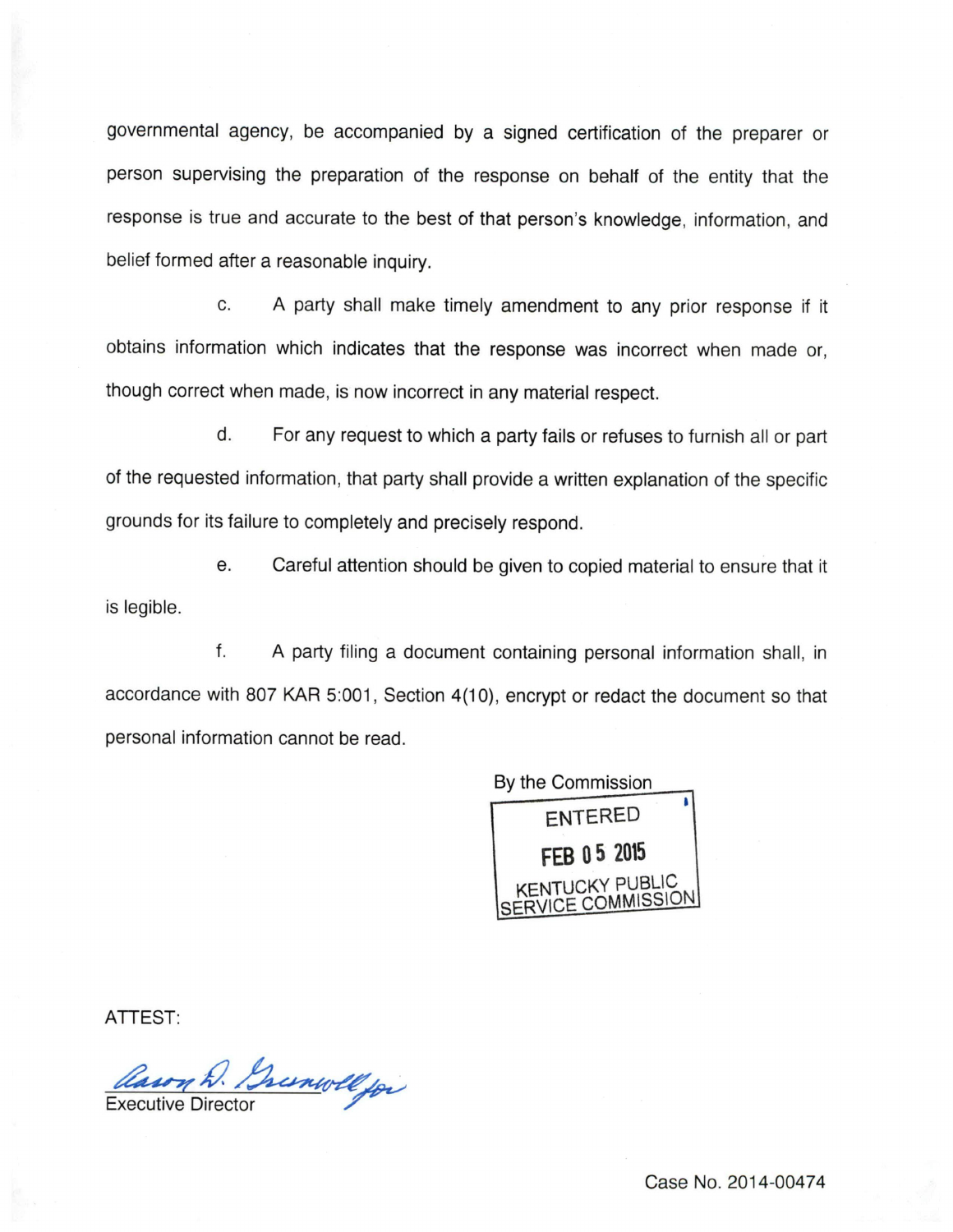governmental agency, be accompanied by a signed certification of the preparer or person supervising the preparation of the response on behalf of the entity that the response is true and accurate to the best of that person's knowledge, information, and belief formed after a reasonable inquiry.

c. A party shall make timely amendment to any prior response if it obtains information which indicates that the response was incorrect when made or, though correct when made, is now incorrect in any material respect.

d. For any request to which a party fails or refuses to furnish all or part of the requested information, that party shall provide a written explanation of the specific grounds for its failure to completely and precisely respond.

e. Careful attention should be given to copied material to ensure that it is legible.

f. A party filing a document containing personal information shall, in accordance with 807 KAR 5:001, Section 4(10), encrypt or redact the document so that personal information cannot be read.

By the Commission

ENTERED
FEB 05 2015
KENTUCKY PUBLIC SERVICE COMMISSION

ATTEST:

Aaron D. Greenwell for
Executive Director

Case No. 2014-00474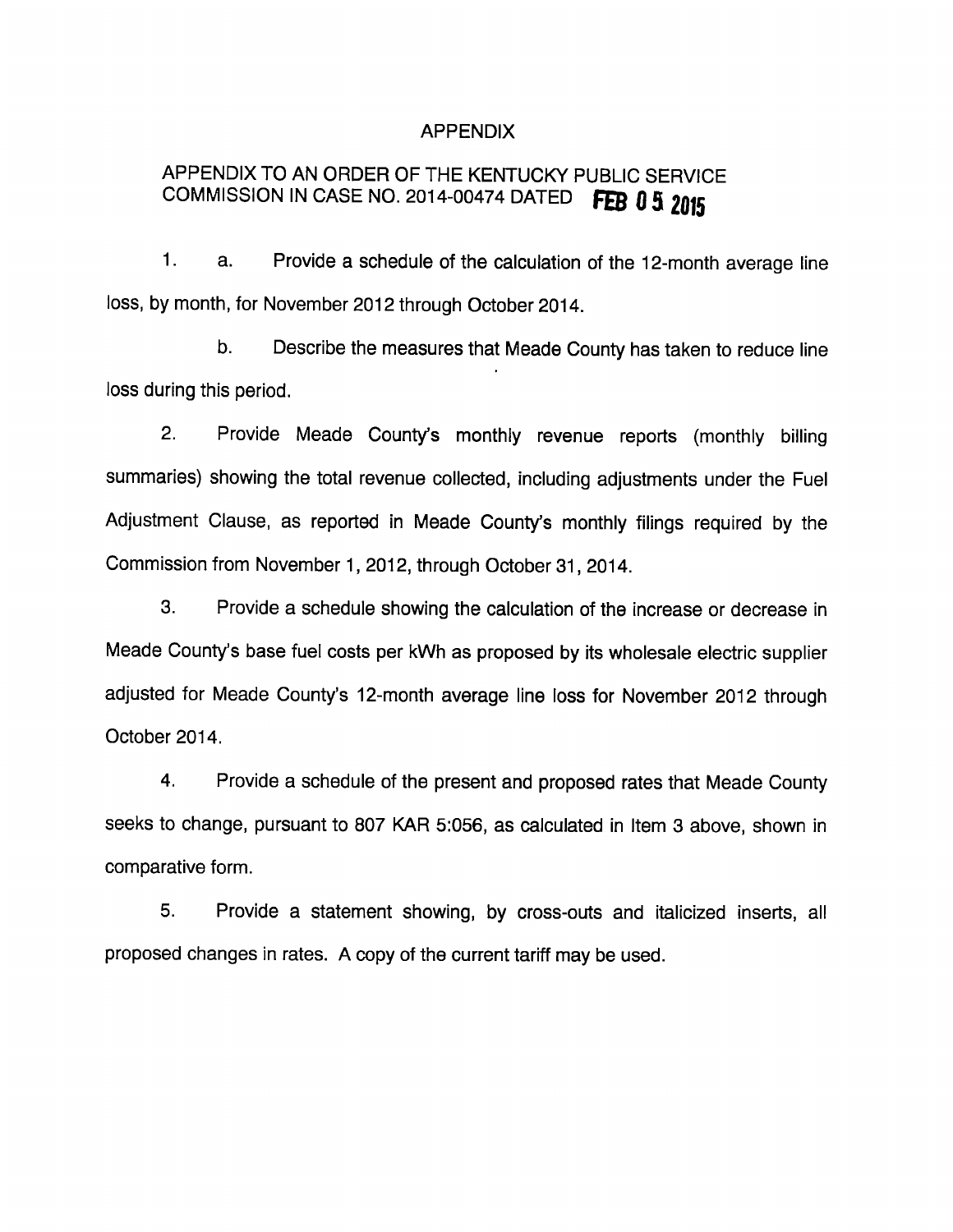# APPENDIX

## APPENDIX TO AN ORDER OF THE KENTUCKY PUBLIC SERVICE COMMISSION IN CASE NO. 2014-00474 DATED FEB 05 2015

1. a. Provide a schedule of the calculation of the 12-month average line loss, by month, for November 2012 through October 2014.

   b. Describe the measures that Meade County has taken to reduce line loss during this period.

2. Provide Meade County's monthly revenue reports (monthly billing summaries) showing the total revenue collected, including adjustments under the Fuel Adjustment Clause, as reported in Meade County's monthly filings required by the Commission from November 1, 2012, through October 31, 2014.

3. Provide a schedule showing the calculation of the increase or decrease in Meade County's base fuel costs per kWh as proposed by its wholesale electric supplier adjusted for Meade County's 12-month average line loss for November 2012 through October 2014.

4. Provide a schedule of the present and proposed rates that Meade County seeks to change, pursuant to 807 KAR 5:056, as calculated in Item 3 above, shown in comparative form.

5. Provide a statement showing, by cross-outs and italicized inserts, all proposed changes in rates. A copy of the current tariff may be used.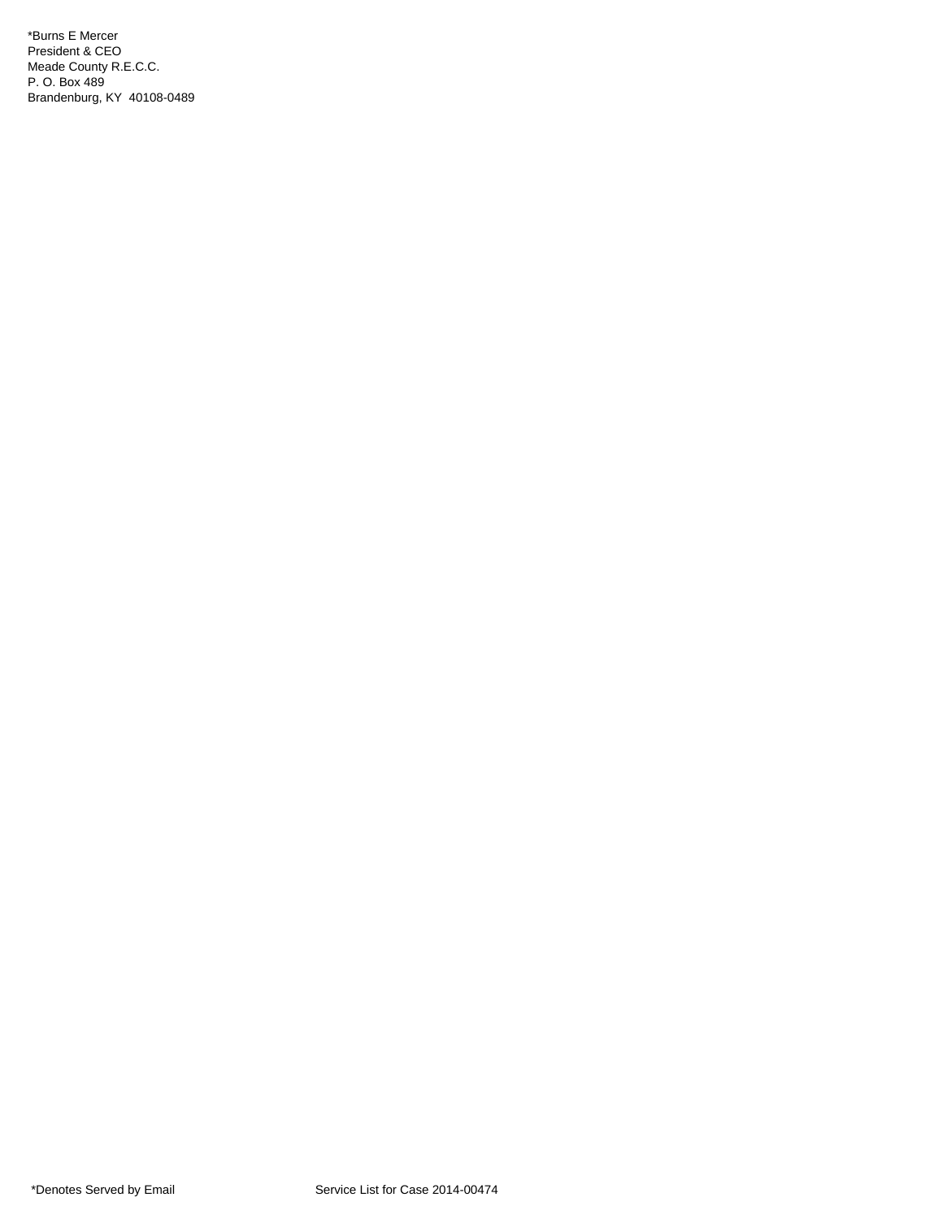*Burns E Mercer
President & CEO
Meade County R.E.C.C.
P. O. Box 489
Brandenburg, KY  40108-0489

*Denotes Served by Email

Service List for Case 2014-00474